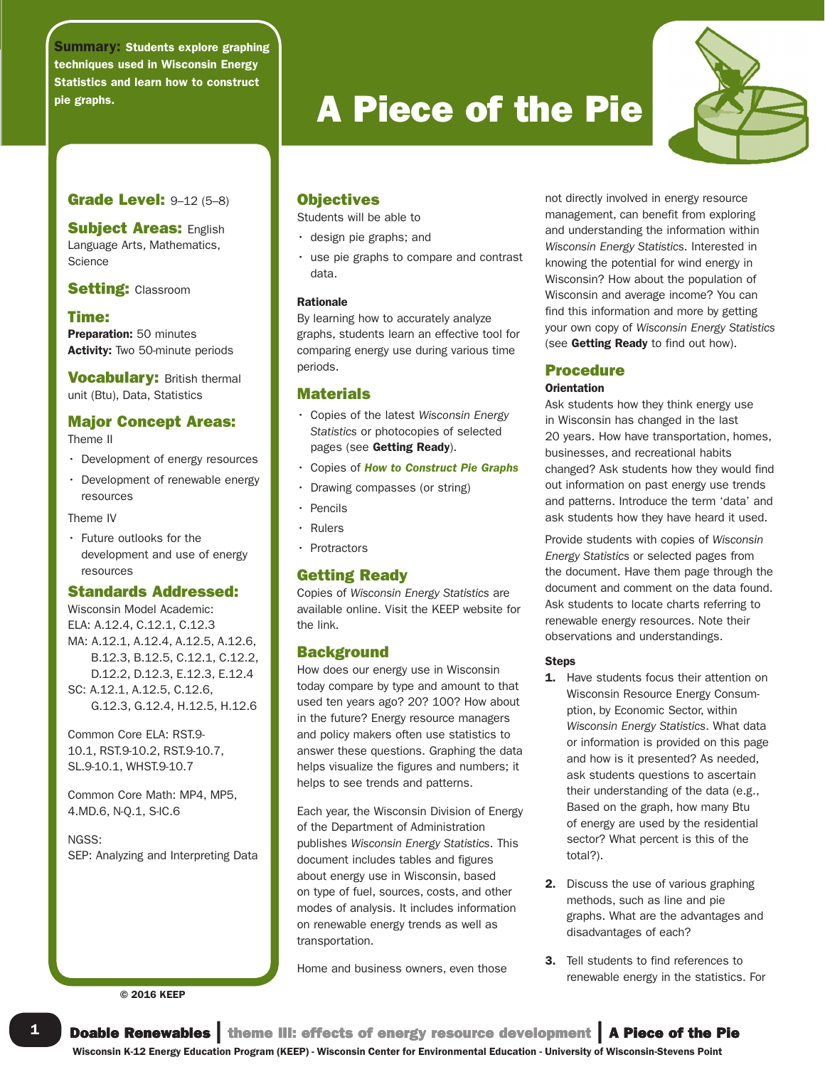**Summary:** Students explore graphing techniques used in Wisconsin Energy Statistics and learn how to construct pie graphs.

# A Piece of the Pie

## Grade Level: 9–12 (5–8)

## Subject Areas: English Language Arts, Mathematics, Science

## Setting: Classroom

## Time:

**Preparation:** 50 minutes

**Activity:** Two 50-minute periods

## Vocabulary: British thermal unit (Btu), Data, Statistics

## Major Concept Areas:

Theme II

- Development of energy resources
- Development of renewable energy resources

Theme IV

- Future outlooks for the development and use of energy resources

## Standards Addressed:

Wisconsin Model Academic:

ELA: A.12.4, C.12.1, C.12.3

MA: A.12.1, A.12.4, A.12.5, A.12.6, B.12.3, B.12.5, C.12.1, C.12.2, D.12.2, D.12.3, E.12.3, E.12.4

SC: A.12.1, A.12.5, C.12.6, G.12.3, G.12.4, H.12.5, H.12.6

Common Core ELA: RST.9-10.1, RST.9-10.2, RST.9-10.7, SL.9-10.1, WHST.9-10.7

Common Core Math: MP4, MP5, 4.MD.6, N-Q.1, S-IC.6

NGSS:

SEP: Analyzing and Interpreting Data

© 2016 KEEP

## Objectives

Students will be able to

- design pie graphs; and
- use pie graphs to compare and contrast data.

### Rationale

By learning how to accurately analyze graphs, students learn an effective tool for comparing energy use during various time periods.

## Materials

- Copies of the latest *Wisconsin Energy Statistics* or photocopies of selected pages (see **Getting Ready**).
- Copies of ***How to Construct Pie Graphs***
- Drawing compasses (or string)
- Pencils
- Rulers
- Protractors

## Getting Ready

Copies of *Wisconsin Energy Statistics* are available online. Visit the KEEP website for the link.

## Background

How does our energy use in Wisconsin today compare by type and amount to that used ten years ago? 20? 100? How about in the future? Energy resource managers and policy makers often use statistics to answer these questions. Graphing the data helps visualize the figures and numbers; it helps to see trends and patterns.

Each year, the Wisconsin Division of Energy of the Department of Administration publishes *Wisconsin Energy Statistics*. This document includes tables and figures about energy use in Wisconsin, based on type of fuel, sources, costs, and other modes of analysis. It includes information on renewable energy trends as well as transportation.

Home and business owners, even those not directly involved in energy resource management, can benefit from exploring and understanding the information within *Wisconsin Energy Statistics*. Interested in knowing the potential for wind energy in Wisconsin? How about the population of Wisconsin and average income? You can find this information and more by getting your own copy of *Wisconsin Energy Statistics* (see **Getting Ready** to find out how).

## Procedure

### Orientation

Ask students how they think energy use in Wisconsin has changed in the last 20 years. How have transportation, homes, businesses, and recreational habits changed? Ask students how they would find out information on past energy use trends and patterns. Introduce the term 'data' and ask students how they have heard it used.

Provide students with copies of *Wisconsin Energy Statistics* or selected pages from the document. Have them page through the document and comment on the data found. Ask students to locate charts referring to renewable energy resources. Note their observations and understandings.

### Steps

1. Have students focus their attention on Wisconsin Resource Energy Consumption, by Economic Sector, within *Wisconsin Energy Statistics*. What data or information is provided on this page and how is it presented? As needed, ask students questions to ascertain their understanding of the data (e.g., Based on the graph, how many Btu of energy are used by the residential sector? What percent is this of the total?).
2. Discuss the use of various graphing methods, such as line and pie graphs. What are the advantages and disadvantages of each?
3. Tell students to find references to renewable energy in the statistics. For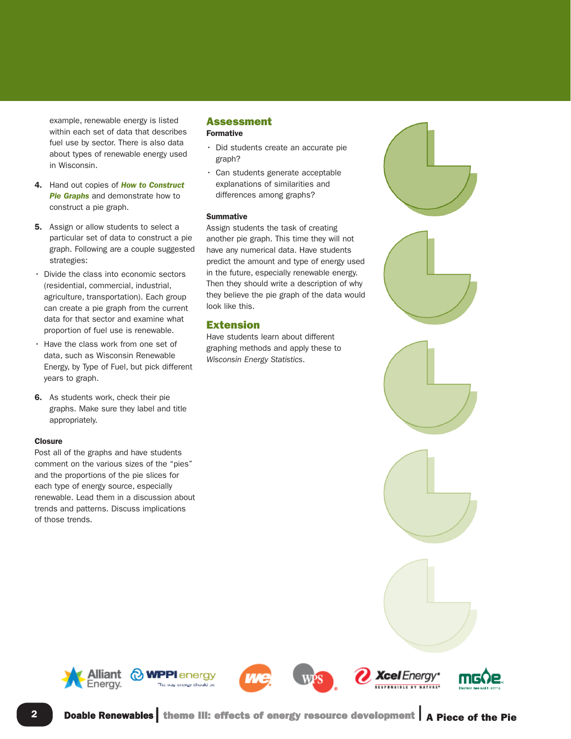example, renewable energy is listed within each set of data that describes fuel use by sector. There is also data about types of renewable energy used in Wisconsin.

4. Hand out copies of ***How to Construct Pie Graphs*** and demonstrate how to construct a pie graph.

5. Assign or allow students to select a particular set of data to construct a pie graph. Following are a couple suggested strategies:

- Divide the class into economic sectors (residential, commercial, industrial, agriculture, transportation). Each group can create a pie graph from the current data for that sector and examine what proportion of fuel use is renewable.
- Have the class work from one set of data, such as Wisconsin Renewable Energy, by Type of Fuel, but pick different years to graph.

6. As students work, check their pie graphs. Make sure they label and title appropriately.

**Closure**

Post all of the graphs and have students comment on the various sizes of the "pies" and the proportions of the pie slices for each type of energy source, especially renewable. Lead them in a discussion about trends and patterns. Discuss implications of those trends.

## Assessment

**Formative**

- Did students create an accurate pie graph?
- Can students generate acceptable explanations of similarities and differences among graphs?

**Summative**

Assign students the task of creating another pie graph. This time they will not have any numerical data. Have students predict the amount and type of energy used in the future, especially renewable energy. Then they should write a description of why they believe the pie graph of the data would look like this.

## Extension

Have students learn about different graphing methods and apply these to *Wisconsin Energy Statistics*.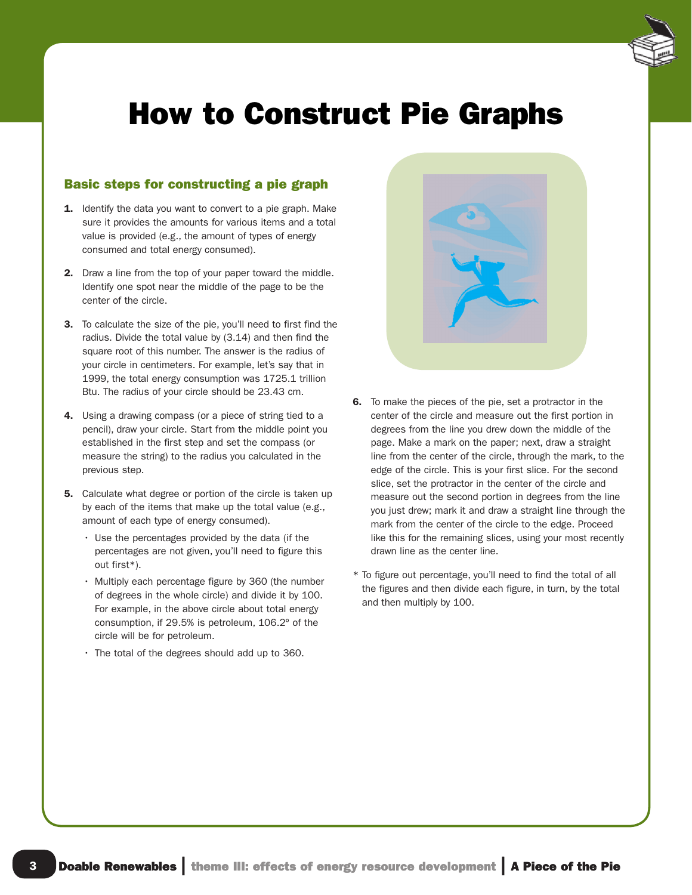# How to Construct Pie Graphs

## Basic steps for constructing a pie graph

1. Identify the data you want to convert to a pie graph. Make sure it provides the amounts for various items and a total value is provided (e.g., the amount of types of energy consumed and total energy consumed).

2. Draw a line from the top of your paper toward the middle. Identify one spot near the middle of the page to be the center of the circle.

3. To calculate the size of the pie, you'll need to first find the radius. Divide the total value by (3.14) and then find the square root of this number. The answer is the radius of your circle in centimeters. For example, let's say that in 1999, the total energy consumption was 1725.1 trillion Btu. The radius of your circle should be 23.43 cm.

4. Using a drawing compass (or a piece of string tied to a pencil), draw your circle. Start from the middle point you established in the first step and set the compass (or measure the string) to the radius you calculated in the previous step.

5. Calculate what degree or portion of the circle is taken up by each of the items that make up the total value (e.g., amount of each type of energy consumed).
   - Use the percentages provided by the data (if the percentages are not given, you'll need to figure this out first*).
   - Multiply each percentage figure by 360 (the number of degrees in the whole circle) and divide it by 100. For example, in the above circle about total energy consumption, if 29.5% is petroleum, 106.2° of the circle will be for petroleum.
   - The total of the degrees should add up to 360.

6. To make the pieces of the pie, set a protractor in the center of the circle and measure out the first portion in degrees from the line you drew down the middle of the page. Make a mark on the paper; next, draw a straight line from the center of the circle, through the mark, to the edge of the circle. This is your first slice. For the second slice, set the protractor in the center of the circle and measure out the second portion in degrees from the line you just drew; mark it and draw a straight line through the mark from the center of the circle to the edge. Proceed like this for the remaining slices, using your most recently drawn line as the center line.

\* To figure out percentage, you'll need to find the total of all the figures and then divide each figure, in turn, by the total and then multiply by 100.